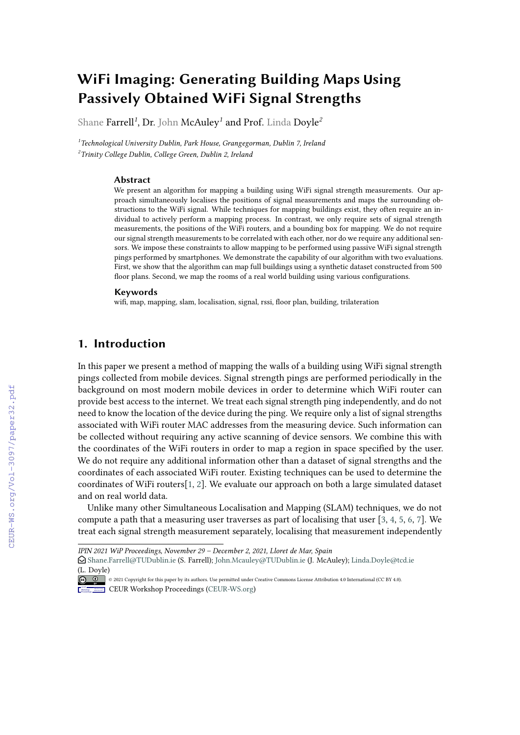# WiFi Imaging: Generating Building Maps Using Passively Obtained WiFi Signal Strengths

Shane Farrell[1], Dr. John McAuley[1] and Prof. Linda Doyle[2]

[1]*Technological University Dublin, Park House, Grangegorman, Dublin 7, Ireland*
[2]*Trinity College Dublin, College Green, Dublin 2, Ireland*

### Abstract

We present an algorithm for mapping a building using WiFi signal strength measurements. Our approach simultaneously localises the positions of signal measurements and maps the surrounding obstructions to the WiFi signal. While techniques for mapping buildings exist, they often require an individual to actively perform a mapping process. In contrast, we only require sets of signal strength measurements, the positions of the WiFi routers, and a bounding box for mapping. We do not require our signal strength measurements to be correlated with each other, nor do we require any additional sensors. We impose these constraints to allow mapping to be performed using passive WiFi signal strength pings performed by smartphones. We demonstrate the capability of our algorithm with two evaluations. First, we show that the algorithm can map full buildings using a synthetic dataset constructed from 500 floor plans. Second, we map the rooms of a real world building using various configurations.

### Keywords

wifi, map, mapping, slam, localisation, signal, rssi, floor plan, building, trilateration

## 1. Introduction

In this paper we present a method of mapping the walls of a building using WiFi signal strength pings collected from mobile devices. Signal strength pings are performed periodically in the background on most modern mobile devices in order to determine which WiFi router can provide best access to the internet. We treat each signal strength ping independently, and do not need to know the location of the device during the ping. We require only a list of signal strengths associated with WiFi router MAC addresses from the measuring device. Such information can be collected without requiring any active scanning of device sensors. We combine this with the coordinates of the WiFi routers in order to map a region in space specified by the user. We do not require any additional information other than a dataset of signal strengths and the coordinates of each associated WiFi router. Existing techniques can be used to determine the coordinates of WiFi routers[1, 2]. We evaluate our approach on both a large simulated dataset and on real world data.

Unlike many other Simultaneous Localisation and Mapping (SLAM) techniques, we do not compute a path that a measuring user traverses as part of localising that user [3, 4, 5, 6, 7]. We treat each signal strength measurement separately, localising that measurement independently

---

*IPIN 2021 WiP Proceedings, November 29 – December 2, 2021, Lloret de Mar, Spain*
Shane.Farrell@TUDublin.ie (S. Farrell); John.Mcauley@TUDublin.ie (J. McAuley); Linda.Doyle@tcd.ie (L. Doyle)
© 2021 Copyright for this paper by its authors. Use permitted under Creative Commons License Attribution 4.0 International (CC BY 4.0).
CEUR Workshop Proceedings (CEUR-WS.org)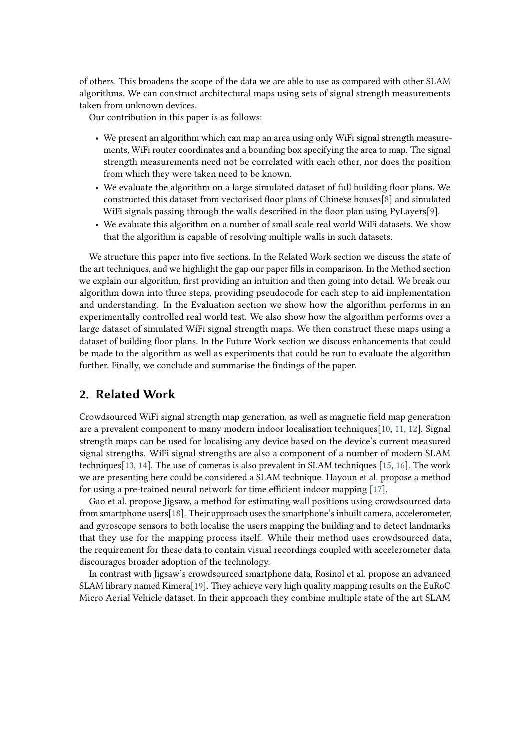of others. This broadens the scope of the data we are able to use as compared with other SLAM algorithms. We can construct architectural maps using sets of signal strength measurements taken from unknown devices.

Our contribution in this paper is as follows:

- We present an algorithm which can map an area using only WiFi signal strength measurements, WiFi router coordinates and a bounding box specifying the area to map. The signal strength measurements need not be correlated with each other, nor does the position from which they were taken need to be known.
- We evaluate the algorithm on a large simulated dataset of full building floor plans. We constructed this dataset from vectorised floor plans of Chinese houses[8] and simulated WiFi signals passing through the walls described in the floor plan using PyLayers[9].
- We evaluate this algorithm on a number of small scale real world WiFi datasets. We show that the algorithm is capable of resolving multiple walls in such datasets.

We structure this paper into five sections. In the Related Work section we discuss the state of the art techniques, and we highlight the gap our paper fills in comparison. In the Method section we explain our algorithm, first providing an intuition and then going into detail. We break our algorithm down into three steps, providing pseudocode for each step to aid implementation and understanding. In the Evaluation section we show how the algorithm performs in an experimentally controlled real world test. We also show how the algorithm performs over a large dataset of simulated WiFi signal strength maps. We then construct these maps using a dataset of building floor plans. In the Future Work section we discuss enhancements that could be made to the algorithm as well as experiments that could be run to evaluate the algorithm further. Finally, we conclude and summarise the findings of the paper.

## 2. Related Work

Crowdsourced WiFi signal strength map generation, as well as magnetic field map generation are a prevalent component to many modern indoor localisation techniques[10, 11, 12]. Signal strength maps can be used for localising any device based on the device's current measured signal strengths. WiFi signal strengths are also a component of a number of modern SLAM techniques[13, 14]. The use of cameras is also prevalent in SLAM techniques [15, 16]. The work we are presenting here could be considered a SLAM technique. Hayoun et al. propose a method for using a pre-trained neural network for time efficient indoor mapping [17].

Gao et al. propose Jigsaw, a method for estimating wall positions using crowdsourced data from smartphone users[18]. Their approach uses the smartphone's inbuilt camera, accelerometer, and gyroscope sensors to both localise the users mapping the building and to detect landmarks that they use for the mapping process itself. While their method uses crowdsourced data, the requirement for these data to contain visual recordings coupled with accelerometer data discourages broader adoption of the technology.

In contrast with Jigsaw's crowdsourced smartphone data, Rosinol et al. propose an advanced SLAM library named Kimera[19]. They achieve very high quality mapping results on the EuRoC Micro Aerial Vehicle dataset. In their approach they combine multiple state of the art SLAM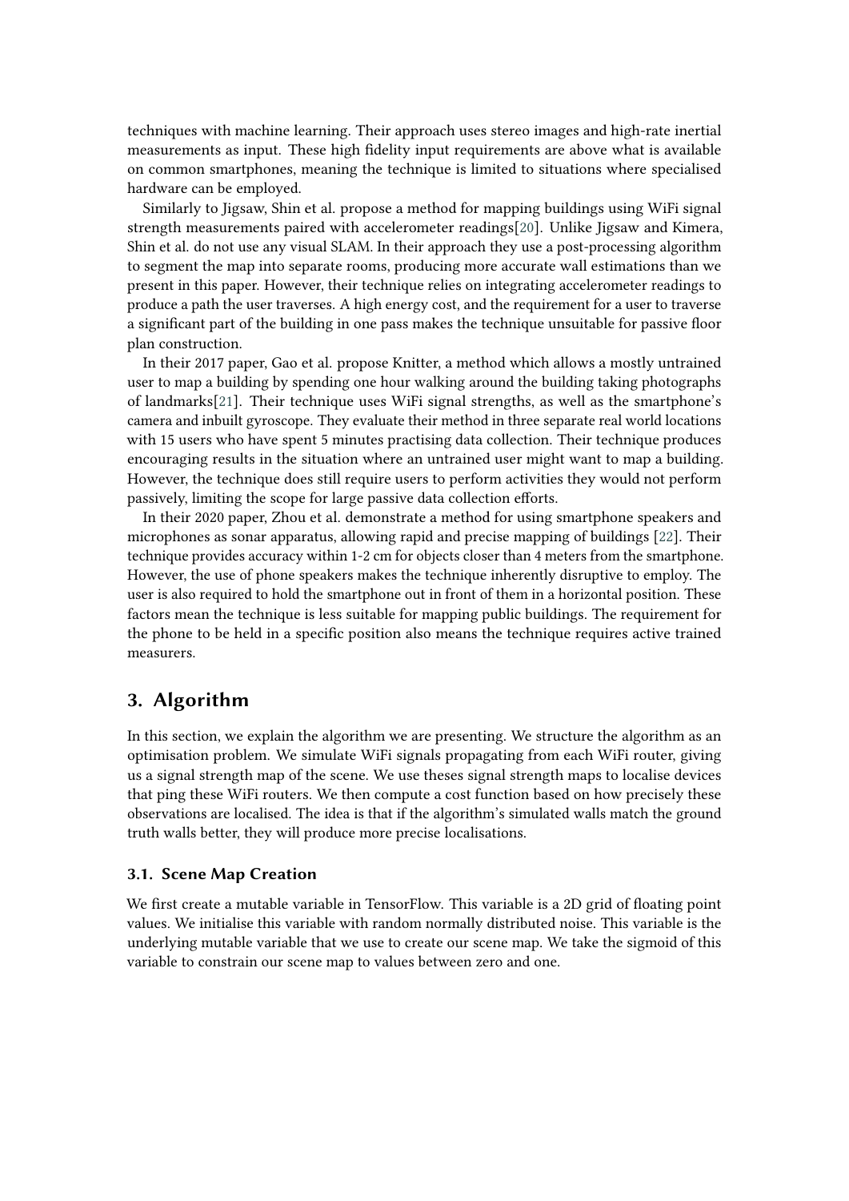techniques with machine learning. Their approach uses stereo images and high-rate inertial measurements as input. These high fidelity input requirements are above what is available on common smartphones, meaning the technique is limited to situations where specialised hardware can be employed.

Similarly to Jigsaw, Shin et al. propose a method for mapping buildings using WiFi signal strength measurements paired with accelerometer readings[20]. Unlike Jigsaw and Kimera, Shin et al. do not use any visual SLAM. In their approach they use a post-processing algorithm to segment the map into separate rooms, producing more accurate wall estimations than we present in this paper. However, their technique relies on integrating accelerometer readings to produce a path the user traverses. A high energy cost, and the requirement for a user to traverse a significant part of the building in one pass makes the technique unsuitable for passive floor plan construction.

In their 2017 paper, Gao et al. propose Knitter, a method which allows a mostly untrained user to map a building by spending one hour walking around the building taking photographs of landmarks[21]. Their technique uses WiFi signal strengths, as well as the smartphone's camera and inbuilt gyroscope. They evaluate their method in three separate real world locations with 15 users who have spent 5 minutes practising data collection. Their technique produces encouraging results in the situation where an untrained user might want to map a building. However, the technique does still require users to perform activities they would not perform passively, limiting the scope for large passive data collection efforts.

In their 2020 paper, Zhou et al. demonstrate a method for using smartphone speakers and microphones as sonar apparatus, allowing rapid and precise mapping of buildings [22]. Their technique provides accuracy within 1-2 cm for objects closer than 4 meters from the smartphone. However, the use of phone speakers makes the technique inherently disruptive to employ. The user is also required to hold the smartphone out in front of them in a horizontal position. These factors mean the technique is less suitable for mapping public buildings. The requirement for the phone to be held in a specific position also means the technique requires active trained measurers.

## 3. Algorithm

In this section, we explain the algorithm we are presenting. We structure the algorithm as an optimisation problem. We simulate WiFi signals propagating from each WiFi router, giving us a signal strength map of the scene. We use theses signal strength maps to localise devices that ping these WiFi routers. We then compute a cost function based on how precisely these observations are localised. The idea is that if the algorithm's simulated walls match the ground truth walls better, they will produce more precise localisations.

### 3.1. Scene Map Creation

We first create a mutable variable in TensorFlow. This variable is a 2D grid of floating point values. We initialise this variable with random normally distributed noise. This variable is the underlying mutable variable that we use to create our scene map. We take the sigmoid of this variable to constrain our scene map to values between zero and one.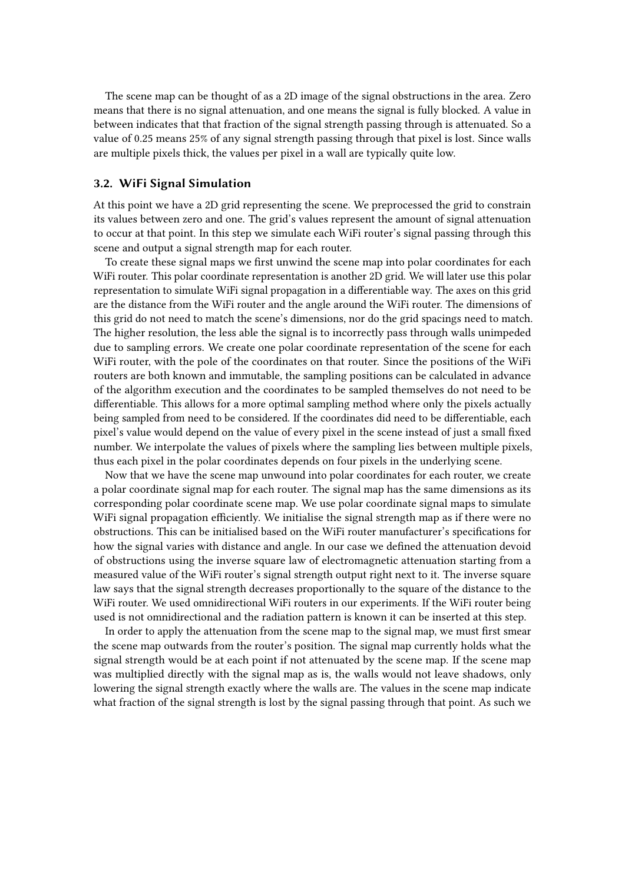The scene map can be thought of as a 2D image of the signal obstructions in the area. Zero means that there is no signal attenuation, and one means the signal is fully blocked. A value in between indicates that that fraction of the signal strength passing through is attenuated. So a value of 0.25 means 25% of any signal strength passing through that pixel is lost. Since walls are multiple pixels thick, the values per pixel in a wall are typically quite low.

### 3.2. WiFi Signal Simulation

At this point we have a 2D grid representing the scene. We preprocessed the grid to constrain its values between zero and one. The grid's values represent the amount of signal attenuation to occur at that point. In this step we simulate each WiFi router's signal passing through this scene and output a signal strength map for each router.

To create these signal maps we first unwind the scene map into polar coordinates for each WiFi router. This polar coordinate representation is another 2D grid. We will later use this polar representation to simulate WiFi signal propagation in a differentiable way. The axes on this grid are the distance from the WiFi router and the angle around the WiFi router. The dimensions of this grid do not need to match the scene's dimensions, nor do the grid spacings need to match. The higher resolution, the less able the signal is to incorrectly pass through walls unimpeded due to sampling errors. We create one polar coordinate representation of the scene for each WiFi router, with the pole of the coordinates on that router. Since the positions of the WiFi routers are both known and immutable, the sampling positions can be calculated in advance of the algorithm execution and the coordinates to be sampled themselves do not need to be differentiable. This allows for a more optimal sampling method where only the pixels actually being sampled from need to be considered. If the coordinates did need to be differentiable, each pixel's value would depend on the value of every pixel in the scene instead of just a small fixed number. We interpolate the values of pixels where the sampling lies between multiple pixels, thus each pixel in the polar coordinates depends on four pixels in the underlying scene.

Now that we have the scene map unwound into polar coordinates for each router, we create a polar coordinate signal map for each router. The signal map has the same dimensions as its corresponding polar coordinate scene map. We use polar coordinate signal maps to simulate WiFi signal propagation efficiently. We initialise the signal strength map as if there were no obstructions. This can be initialised based on the WiFi router manufacturer's specifications for how the signal varies with distance and angle. In our case we defined the attenuation devoid of obstructions using the inverse square law of electromagnetic attenuation starting from a measured value of the WiFi router's signal strength output right next to it. The inverse square law says that the signal strength decreases proportionally to the square of the distance to the WiFi router. We used omnidirectional WiFi routers in our experiments. If the WiFi router being used is not omnidirectional and the radiation pattern is known it can be inserted at this step.

In order to apply the attenuation from the scene map to the signal map, we must first smear the scene map outwards from the router's position. The signal map currently holds what the signal strength would be at each point if not attenuated by the scene map. If the scene map was multiplied directly with the signal map as is, the walls would not leave shadows, only lowering the signal strength exactly where the walls are. The values in the scene map indicate what fraction of the signal strength is lost by the signal passing through that point. As such we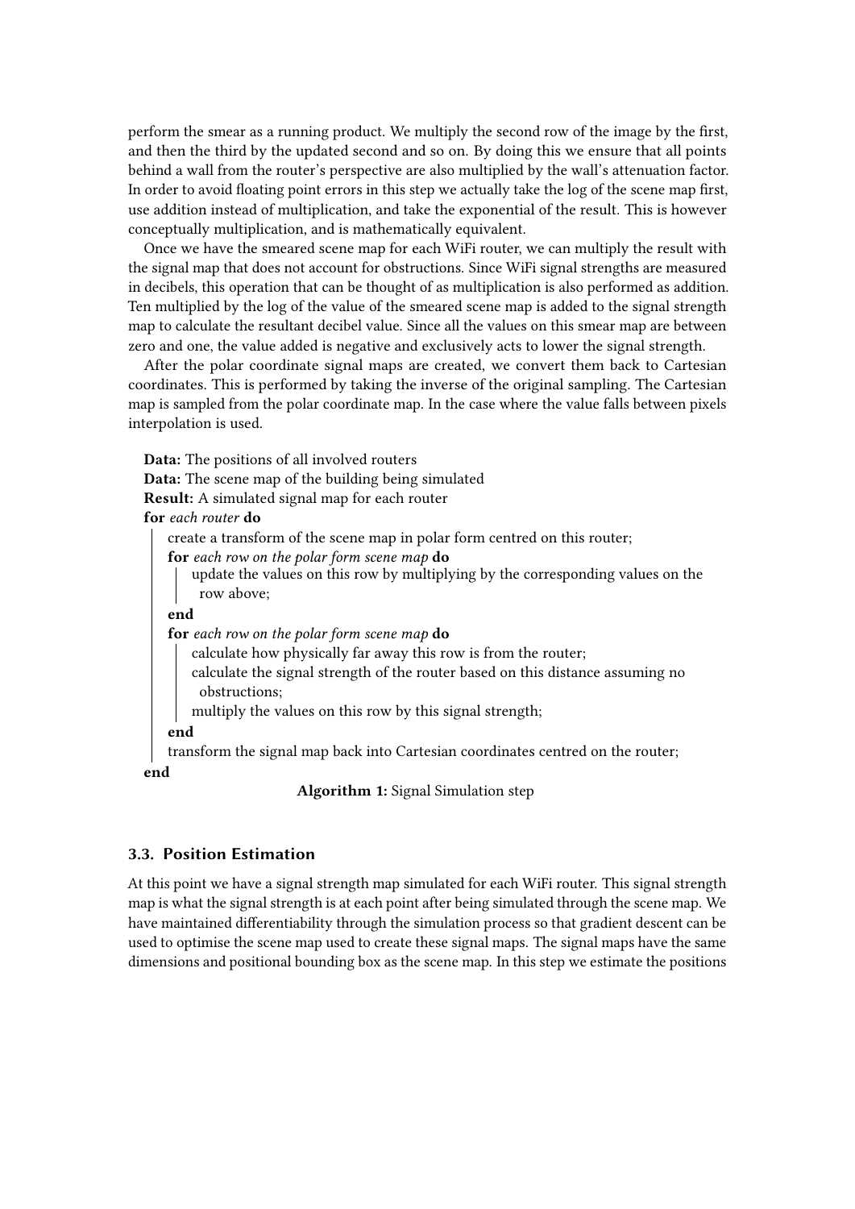perform the smear as a running product. We multiply the second row of the image by the first, and then the third by the updated second and so on. By doing this we ensure that all points behind a wall from the router's perspective are also multiplied by the wall's attenuation factor. In order to avoid floating point errors in this step we actually take the log of the scene map first, use addition instead of multiplication, and take the exponential of the result. This is however conceptually multiplication, and is mathematically equivalent.

Once we have the smeared scene map for each WiFi router, we can multiply the result with the signal map that does not account for obstructions. Since WiFi signal strengths are measured in decibels, this operation that can be thought of as multiplication is also performed as addition. Ten multiplied by the log of the value of the smeared scene map is added to the signal strength map to calculate the resultant decibel value. Since all the values on this smear map are between zero and one, the value added is negative and exclusively acts to lower the signal strength.

After the polar coordinate signal maps are created, we convert them back to Cartesian coordinates. This is performed by taking the inverse of the original sampling. The Cartesian map is sampled from the polar coordinate map. In the case where the value falls between pixels interpolation is used.

```
Data: The positions of all involved routers
Data: The scene map of the building being simulated
Result: A simulated signal map for each router
for each router do
    create a transform of the scene map in polar form centred on this router;
    for each row on the polar form scene map do
        update the values on this row by multiplying by the corresponding values on the
          row above;
    end
    for each row on the polar form scene map do
        calculate how physically far away this row is from the router;
        calculate the signal strength of the router based on this distance assuming no
          obstructions;
        multiply the values on this row by this signal strength;
    end
    transform the signal map back into Cartesian coordinates centred on the router;
end
```

**Algorithm 1:** Signal Simulation step

### 3.3. Position Estimation

At this point we have a signal strength map simulated for each WiFi router. This signal strength map is what the signal strength is at each point after being simulated through the scene map. We have maintained differentiability through the simulation process so that gradient descent can be used to optimise the scene map used to create these signal maps. The signal maps have the same dimensions and positional bounding box as the scene map. In this step we estimate the positions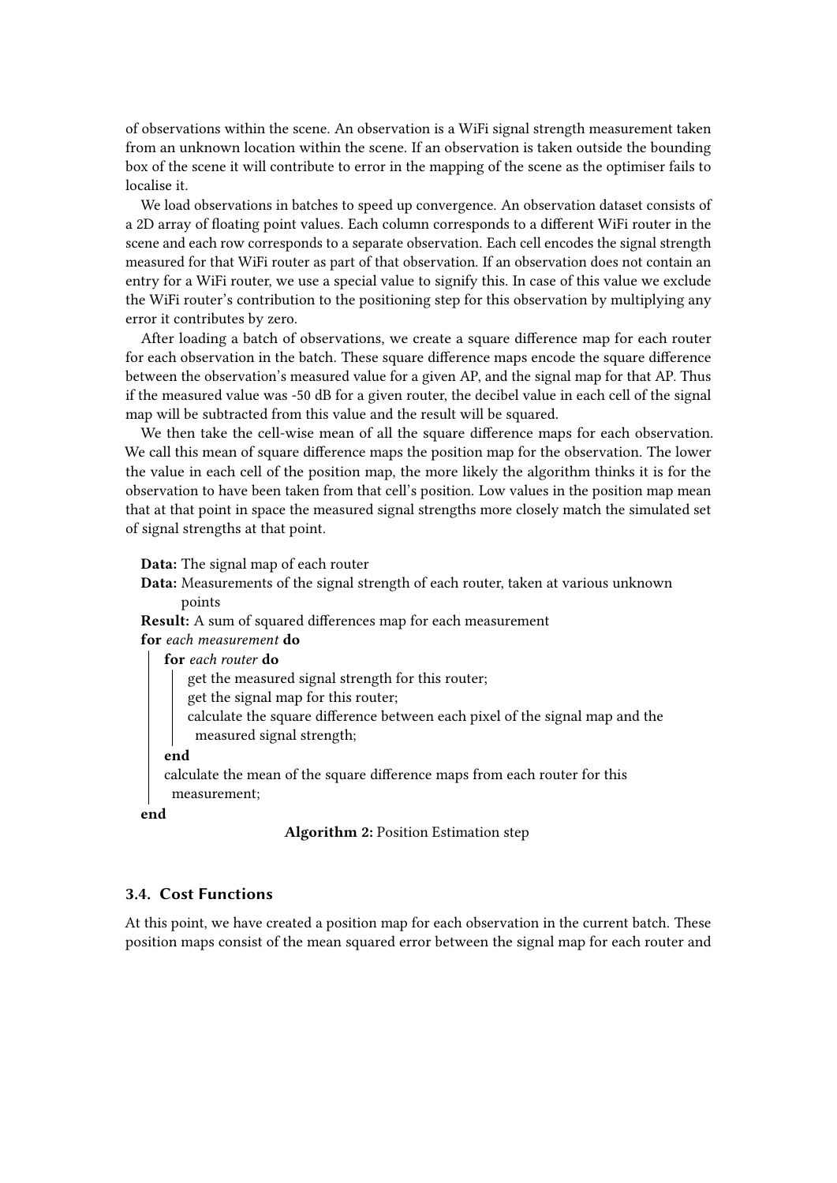of observations within the scene. An observation is a WiFi signal strength measurement taken from an unknown location within the scene. If an observation is taken outside the bounding box of the scene it will contribute to error in the mapping of the scene as the optimiser fails to localise it.

We load observations in batches to speed up convergence. An observation dataset consists of a 2D array of floating point values. Each column corresponds to a different WiFi router in the scene and each row corresponds to a separate observation. Each cell encodes the signal strength measured for that WiFi router as part of that observation. If an observation does not contain an entry for a WiFi router, we use a special value to signify this. In case of this value we exclude the WiFi router's contribution to the positioning step for this observation by multiplying any error it contributes by zero.

After loading a batch of observations, we create a square difference map for each router for each observation in the batch. These square difference maps encode the square difference between the observation's measured value for a given AP, and the signal map for that AP. Thus if the measured value was -50 dB for a given router, the decibel value in each cell of the signal map will be subtracted from this value and the result will be squared.

We then take the cell-wise mean of all the square difference maps for each observation. We call this mean of square difference maps the position map for the observation. The lower the value in each cell of the position map, the more likely the algorithm thinks it is for the observation to have been taken from that cell's position. Low values in the position map mean that at that point in space the measured signal strengths more closely match the simulated set of signal strengths at that point.

**Data:** The signal map of each router
**Data:** Measurements of the signal strength of each router, taken at various unknown points
**Result:** A sum of squared differences map for each measurement
**for** *each measurement* **do**
  **for** *each router* **do**
    get the measured signal strength for this router;
    get the signal map for this router;
    calculate the square difference between each pixel of the signal map and the measured signal strength;
  **end**
  calculate the mean of the square difference maps from each router for this measurement;
**end**

**Algorithm 2:** Position Estimation step

### 3.4. Cost Functions

At this point, we have created a position map for each observation in the current batch. These position maps consist of the mean squared error between the signal map for each router and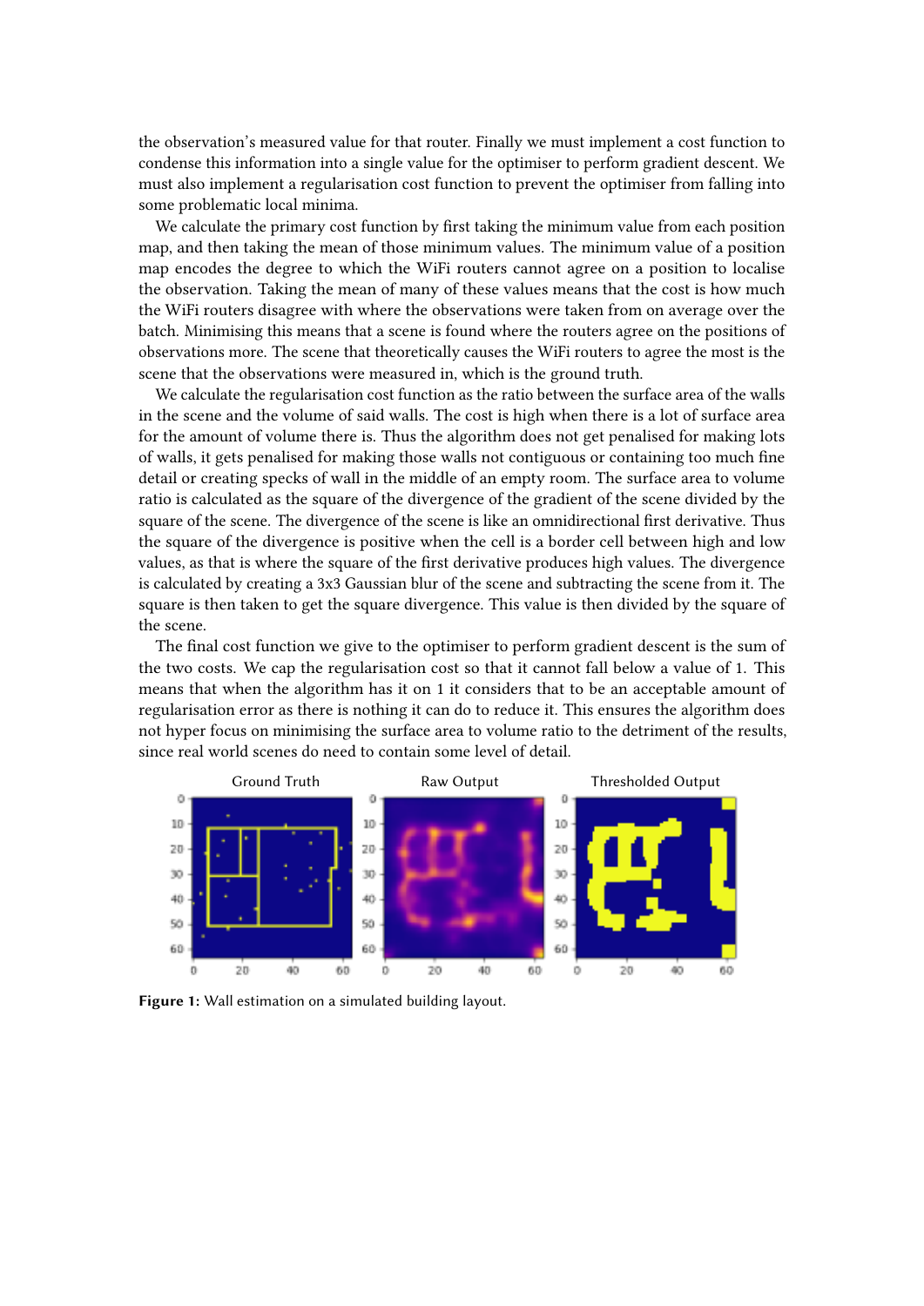the observation's measured value for that router. Finally we must implement a cost function to condense this information into a single value for the optimiser to perform gradient descent. We must also implement a regularisation cost function to prevent the optimiser from falling into some problematic local minima.

We calculate the primary cost function by first taking the minimum value from each position map, and then taking the mean of those minimum values. The minimum value of a position map encodes the degree to which the WiFi routers cannot agree on a position to localise the observation. Taking the mean of many of these values means that the cost is how much the WiFi routers disagree with where the observations were taken from on average over the batch. Minimising this means that a scene is found where the routers agree on the positions of observations more. The scene that theoretically causes the WiFi routers to agree the most is the scene that the observations were measured in, which is the ground truth.

We calculate the regularisation cost function as the ratio between the surface area of the walls in the scene and the volume of said walls. The cost is high when there is a lot of surface area for the amount of volume there is. Thus the algorithm does not get penalised for making lots of walls, it gets penalised for making those walls not contiguous or containing too much fine detail or creating specks of wall in the middle of an empty room. The surface area to volume ratio is calculated as the square of the divergence of the gradient of the scene divided by the square of the scene. The divergence of the scene is like an omnidirectional first derivative. Thus the square of the divergence is positive when the cell is a border cell between high and low values, as that is where the square of the first derivative produces high values. The divergence is calculated by creating a 3x3 Gaussian blur of the scene and subtracting the scene from it. The square is then taken to get the square divergence. This value is then divided by the square of the scene.

The final cost function we give to the optimiser to perform gradient descent is the sum of the two costs. We cap the regularisation cost so that it cannot fall below a value of 1. This means that when the algorithm has it on 1 it considers that to be an acceptable amount of regularisation error as there is nothing it can do to reduce it. This ensures the algorithm does not hyper focus on minimising the surface area to volume ratio to the detriment of the results, since real world scenes do need to contain some level of detail.

**Figure 1:** Wall estimation on a simulated building layout.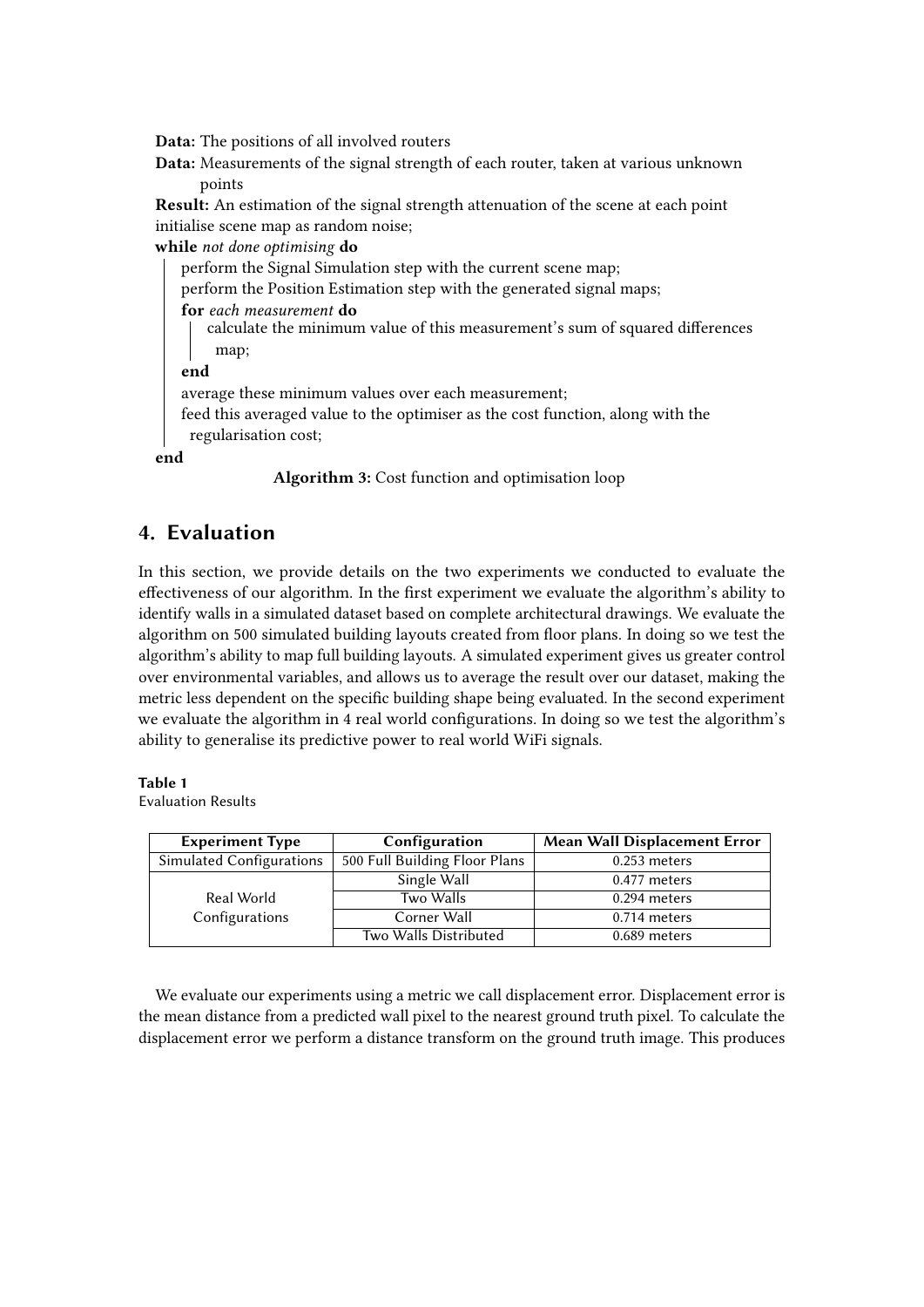**Data:** The positions of all involved routers

**Data:** Measurements of the signal strength of each router, taken at various unknown points

**Result:** An estimation of the signal strength attenuation of the scene at each point

```
initialise scene map as random noise;
while not done optimising do
    perform the Signal Simulation step with the current scene map;
    perform the Position Estimation step with the generated signal maps;
    for each measurement do
        calculate the minimum value of this measurement's sum of squared differences
          map;
    end
    average these minimum values over each measurement;
    feed this averaged value to the optimiser as the cost function, along with the
      regularisation cost;
end
```

**Algorithm 3:** Cost function and optimisation loop

## 4. Evaluation

In this section, we provide details on the two experiments we conducted to evaluate the effectiveness of our algorithm. In the first experiment we evaluate the algorithm's ability to identify walls in a simulated dataset based on complete architectural drawings. We evaluate the algorithm on 500 simulated building layouts created from floor plans. In doing so we test the algorithm's ability to map full building layouts. A simulated experiment gives us greater control over environmental variables, and allows us to average the result over our dataset, making the metric less dependent on the specific building shape being evaluated. In the second experiment we evaluate the algorithm in 4 real world configurations. In doing so we test the algorithm's ability to generalise its predictive power to real world WiFi signals.

**Table 1**
Evaluation Results

| Experiment Type | Configuration | Mean Wall Displacement Error |
|---|---|---|
| Simulated Configurations | 500 Full Building Floor Plans | 0.253 meters |
| Real World Configurations | Single Wall | 0.477 meters |
| | Two Walls | 0.294 meters |
| | Corner Wall | 0.714 meters |
| | Two Walls Distributed | 0.689 meters |

We evaluate our experiments using a metric we call displacement error. Displacement error is the mean distance from a predicted wall pixel to the nearest ground truth pixel. To calculate the displacement error we perform a distance transform on the ground truth image. This produces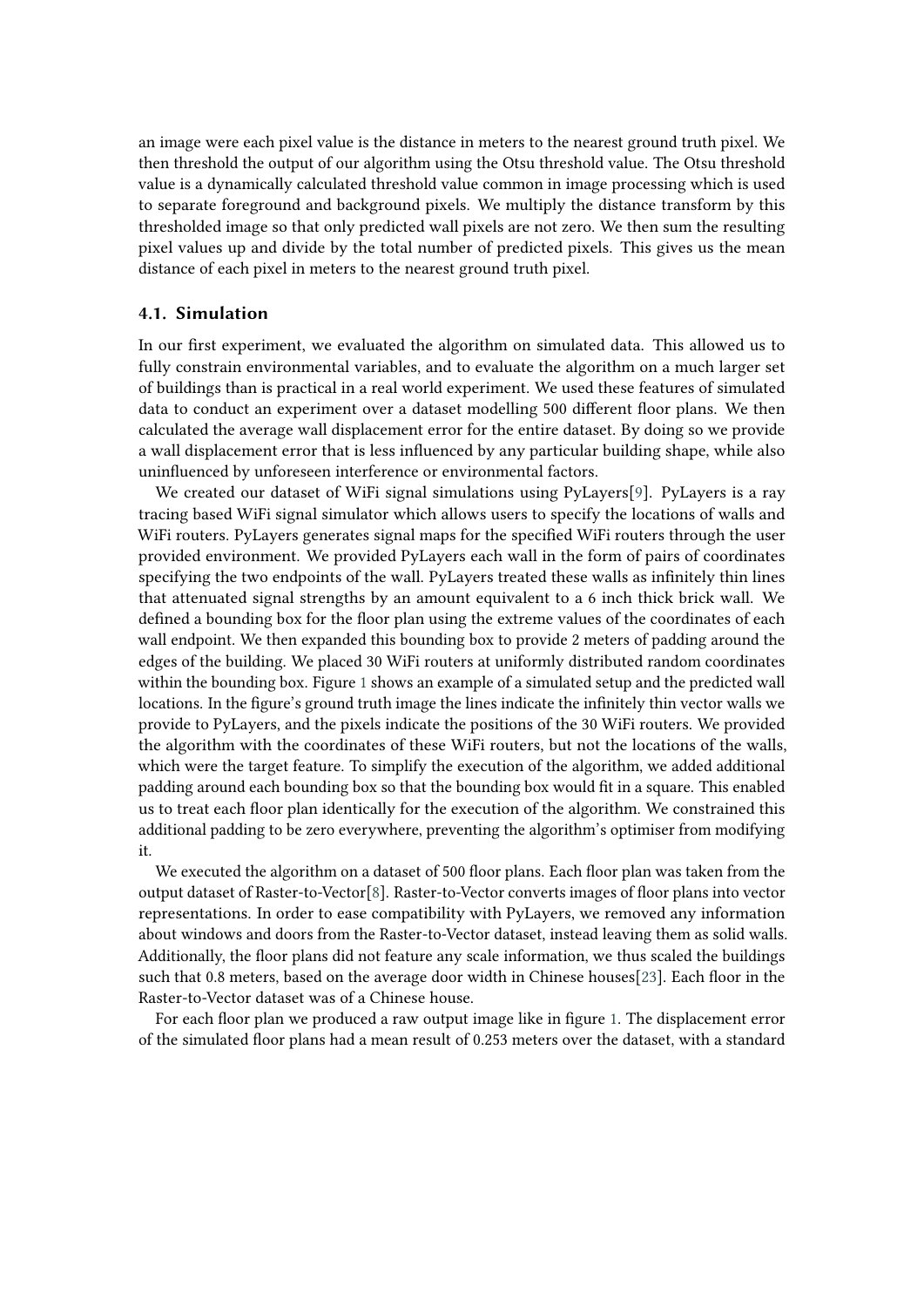an image were each pixel value is the distance in meters to the nearest ground truth pixel. We then threshold the output of our algorithm using the Otsu threshold value. The Otsu threshold value is a dynamically calculated threshold value common in image processing which is used to separate foreground and background pixels. We multiply the distance transform by this thresholded image so that only predicted wall pixels are not zero. We then sum the resulting pixel values up and divide by the total number of predicted pixels. This gives us the mean distance of each pixel in meters to the nearest ground truth pixel.

### 4.1. Simulation

In our first experiment, we evaluated the algorithm on simulated data. This allowed us to fully constrain environmental variables, and to evaluate the algorithm on a much larger set of buildings than is practical in a real world experiment. We used these features of simulated data to conduct an experiment over a dataset modelling 500 different floor plans. We then calculated the average wall displacement error for the entire dataset. By doing so we provide a wall displacement error that is less influenced by any particular building shape, while also uninfluenced by unforeseen interference or environmental factors.

We created our dataset of WiFi signal simulations using PyLayers[9]. PyLayers is a ray tracing based WiFi signal simulator which allows users to specify the locations of walls and WiFi routers. PyLayers generates signal maps for the specified WiFi routers through the user provided environment. We provided PyLayers each wall in the form of pairs of coordinates specifying the two endpoints of the wall. PyLayers treated these walls as infinitely thin lines that attenuated signal strengths by an amount equivalent to a 6 inch thick brick wall. We defined a bounding box for the floor plan using the extreme values of the coordinates of each wall endpoint. We then expanded this bounding box to provide 2 meters of padding around the edges of the building. We placed 30 WiFi routers at uniformly distributed random coordinates within the bounding box. Figure 1 shows an example of a simulated setup and the predicted wall locations. In the figure's ground truth image the lines indicate the infinitely thin vector walls we provide to PyLayers, and the pixels indicate the positions of the 30 WiFi routers. We provided the algorithm with the coordinates of these WiFi routers, but not the locations of the walls, which were the target feature. To simplify the execution of the algorithm, we added additional padding around each bounding box so that the bounding box would fit in a square. This enabled us to treat each floor plan identically for the execution of the algorithm. We constrained this additional padding to be zero everywhere, preventing the algorithm's optimiser from modifying it.

We executed the algorithm on a dataset of 500 floor plans. Each floor plan was taken from the output dataset of Raster-to-Vector[8]. Raster-to-Vector converts images of floor plans into vector representations. In order to ease compatibility with PyLayers, we removed any information about windows and doors from the Raster-to-Vector dataset, instead leaving them as solid walls. Additionally, the floor plans did not feature any scale information, we thus scaled the buildings such that 0.8 meters, based on the average door width in Chinese houses[23]. Each floor in the Raster-to-Vector dataset was of a Chinese house.

For each floor plan we produced a raw output image like in figure 1. The displacement error of the simulated floor plans had a mean result of 0.253 meters over the dataset, with a standard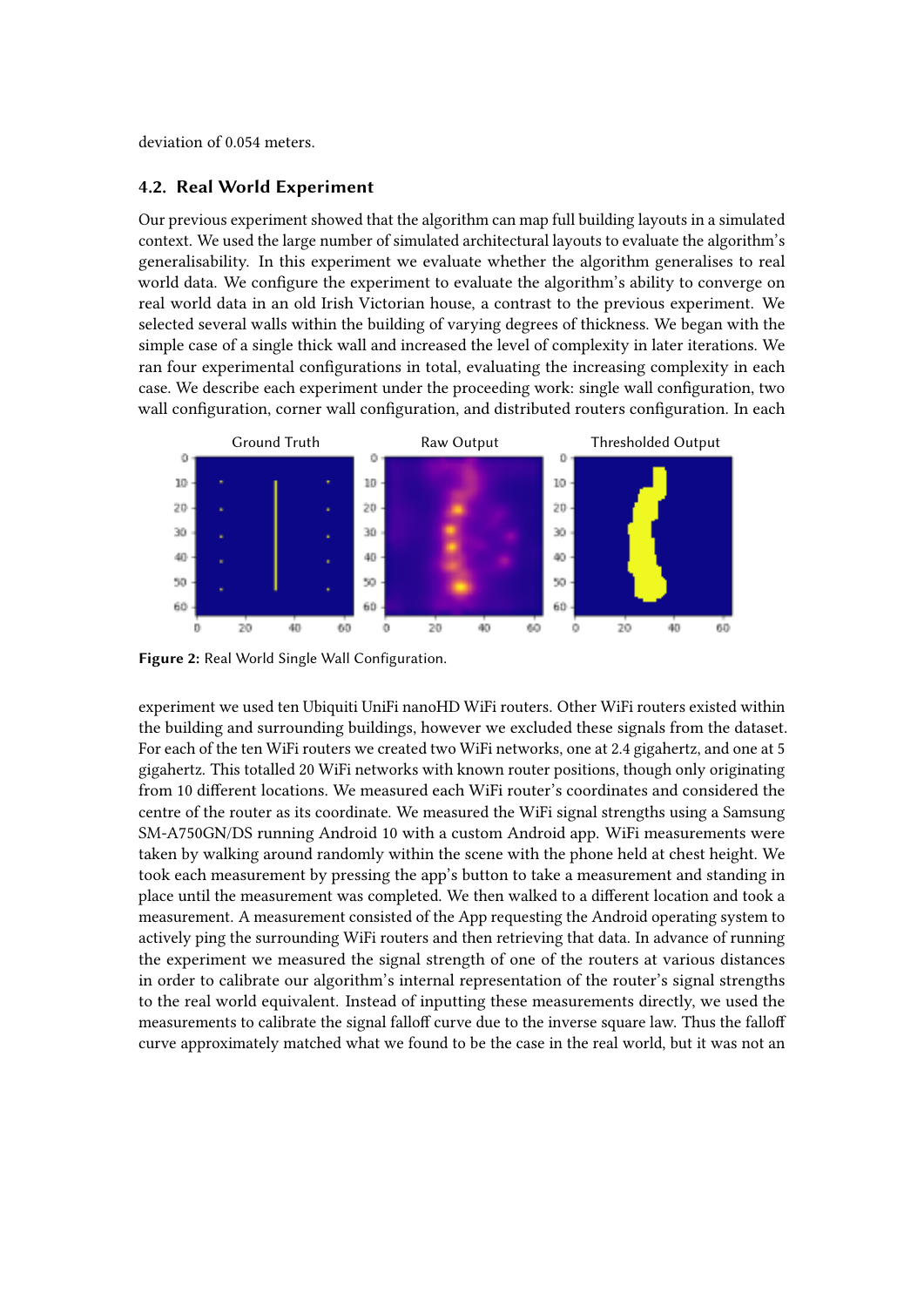deviation of 0.054 meters.

### 4.2. Real World Experiment

Our previous experiment showed that the algorithm can map full building layouts in a simulated context. We used the large number of simulated architectural layouts to evaluate the algorithm's generalisability. In this experiment we evaluate whether the algorithm generalises to real world data. We configure the experiment to evaluate the algorithm's ability to converge on real world data in an old Irish Victorian house, a contrast to the previous experiment. We selected several walls within the building of varying degrees of thickness. We began with the simple case of a single thick wall and increased the level of complexity in later iterations. We ran four experimental configurations in total, evaluating the increasing complexity in each case. We describe each experiment under the proceeding work: single wall configuration, two wall configuration, corner wall configuration, and distributed routers configuration. In each experiment we used ten Ubiquiti UniFi nanoHD WiFi routers. Other WiFi routers existed within the building and surrounding buildings, however we excluded these signals from the dataset. For each of the ten WiFi routers we created two WiFi networks, one at 2.4 gigahertz, and one at 5 gigahertz. This totalled 20 WiFi networks with known router positions, though only originating from 10 different locations. We measured each WiFi router's coordinates and considered the centre of the router as its coordinate. We measured the WiFi signal strengths using a Samsung SM-A750GN/DS running Android 10 with a custom Android app. WiFi measurements were taken by walking around randomly within the scene with the phone held at chest height. We took each measurement by pressing the app's button to take a measurement and standing in place until the measurement was completed. We then walked to a different location and took a measurement. A measurement consisted of the App requesting the Android operating system to actively ping the surrounding WiFi routers and then retrieving that data. In advance of running the experiment we measured the signal strength of one of the routers at various distances in order to calibrate our algorithm's internal representation of the router's signal strengths to the real world equivalent. Instead of inputting these measurements directly, we used the measurements to calibrate the signal falloff curve due to the inverse square law. Thus the falloff curve approximately matched what we found to be the case in the real world, but it was not an

**Figure 2:** Real World Single Wall Configuration.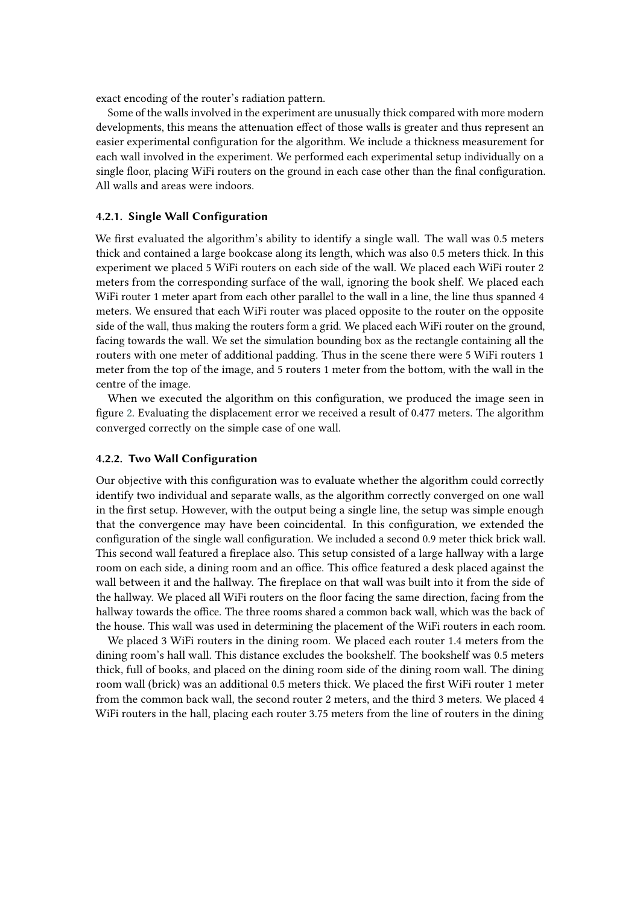exact encoding of the router's radiation pattern.

Some of the walls involved in the experiment are unusually thick compared with more modern developments, this means the attenuation effect of those walls is greater and thus represent an easier experimental configuration for the algorithm. We include a thickness measurement for each wall involved in the experiment. We performed each experimental setup individually on a single floor, placing WiFi routers on the ground in each case other than the final configuration. All walls and areas were indoors.

#### 4.2.1. Single Wall Configuration

We first evaluated the algorithm's ability to identify a single wall. The wall was 0.5 meters thick and contained a large bookcase along its length, which was also 0.5 meters thick. In this experiment we placed 5 WiFi routers on each side of the wall. We placed each WiFi router 2 meters from the corresponding surface of the wall, ignoring the book shelf. We placed each WiFi router 1 meter apart from each other parallel to the wall in a line, the line thus spanned 4 meters. We ensured that each WiFi router was placed opposite to the router on the opposite side of the wall, thus making the routers form a grid. We placed each WiFi router on the ground, facing towards the wall. We set the simulation bounding box as the rectangle containing all the routers with one meter of additional padding. Thus in the scene there were 5 WiFi routers 1 meter from the top of the image, and 5 routers 1 meter from the bottom, with the wall in the centre of the image.

When we executed the algorithm on this configuration, we produced the image seen in figure 2. Evaluating the displacement error we received a result of 0.477 meters. The algorithm converged correctly on the simple case of one wall.

#### 4.2.2. Two Wall Configuration

Our objective with this configuration was to evaluate whether the algorithm could correctly identify two individual and separate walls, as the algorithm correctly converged on one wall in the first setup. However, with the output being a single line, the setup was simple enough that the convergence may have been coincidental. In this configuration, we extended the configuration of the single wall configuration. We included a second 0.9 meter thick brick wall. This second wall featured a fireplace also. This setup consisted of a large hallway with a large room on each side, a dining room and an office. This office featured a desk placed against the wall between it and the hallway. The fireplace on that wall was built into it from the side of the hallway. We placed all WiFi routers on the floor facing the same direction, facing from the hallway towards the office. The three rooms shared a common back wall, which was the back of the house. This wall was used in determining the placement of the WiFi routers in each room.

We placed 3 WiFi routers in the dining room. We placed each router 1.4 meters from the dining room's hall wall. This distance excludes the bookshelf. The bookshelf was 0.5 meters thick, full of books, and placed on the dining room side of the dining room wall. The dining room wall (brick) was an additional 0.5 meters thick. We placed the first WiFi router 1 meter from the common back wall, the second router 2 meters, and the third 3 meters. We placed 4 WiFi routers in the hall, placing each router 3.75 meters from the line of routers in the dining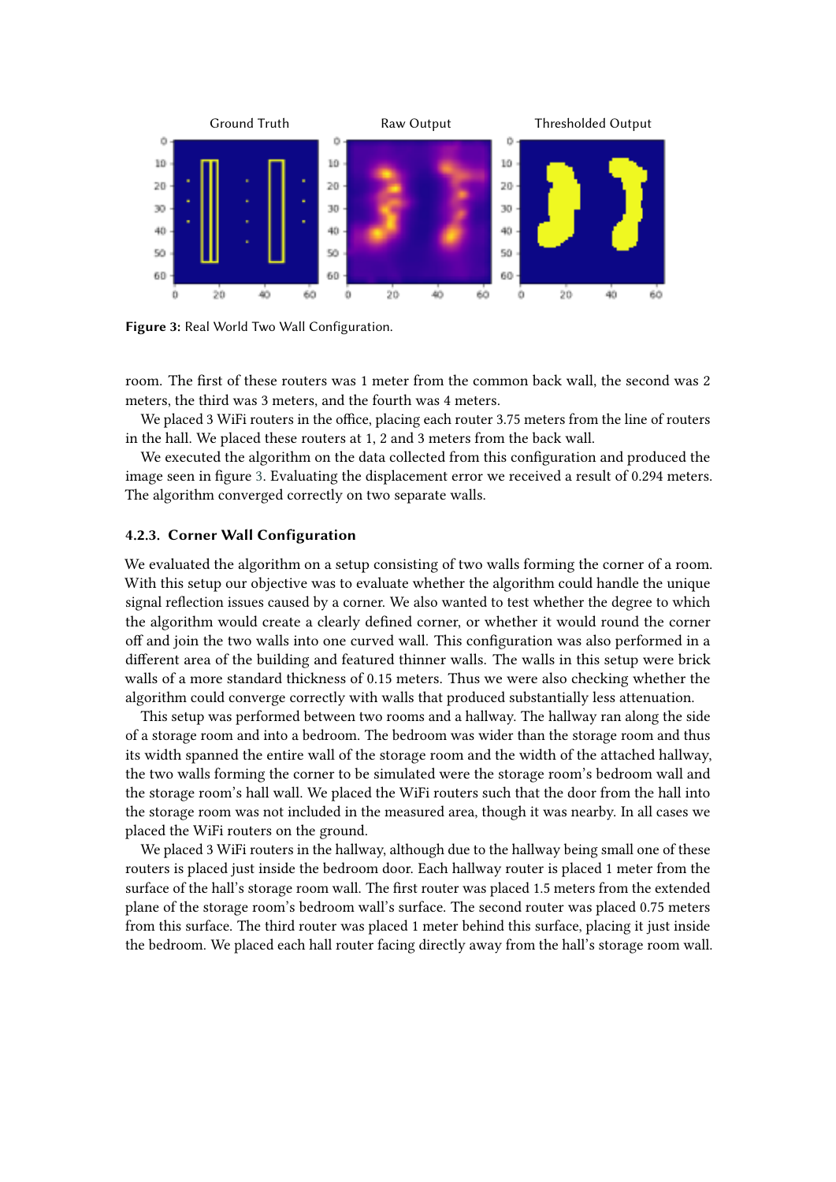Figure 3: Real World Two Wall Configuration.

room. The first of these routers was 1 meter from the common back wall, the second was 2 meters, the third was 3 meters, and the fourth was 4 meters.

We placed 3 WiFi routers in the office, placing each router 3.75 meters from the line of routers in the hall. We placed these routers at 1, 2 and 3 meters from the back wall.

We executed the algorithm on the data collected from this configuration and produced the image seen in figure 3. Evaluating the displacement error we received a result of 0.294 meters. The algorithm converged correctly on two separate walls.

### 4.2.3. Corner Wall Configuration

We evaluated the algorithm on a setup consisting of two walls forming the corner of a room. With this setup our objective was to evaluate whether the algorithm could handle the unique signal reflection issues caused by a corner. We also wanted to test whether the degree to which the algorithm would create a clearly defined corner, or whether it would round the corner off and join the two walls into one curved wall. This configuration was also performed in a different area of the building and featured thinner walls. The walls in this setup were brick walls of a more standard thickness of 0.15 meters. Thus we were also checking whether the algorithm could converge correctly with walls that produced substantially less attenuation.

This setup was performed between two rooms and a hallway. The hallway ran along the side of a storage room and into a bedroom. The bedroom was wider than the storage room and thus its width spanned the entire wall of the storage room and the width of the attached hallway, the two walls forming the corner to be simulated were the storage room's bedroom wall and the storage room's hall wall. We placed the WiFi routers such that the door from the hall into the storage room was not included in the measured area, though it was nearby. In all cases we placed the WiFi routers on the ground.

We placed 3 WiFi routers in the hallway, although due to the hallway being small one of these routers is placed just inside the bedroom door. Each hallway router is placed 1 meter from the surface of the hall's storage room wall. The first router was placed 1.5 meters from the extended plane of the storage room's bedroom wall's surface. The second router was placed 0.75 meters from this surface. The third router was placed 1 meter behind this surface, placing it just inside the bedroom. We placed each hall router facing directly away from the hall's storage room wall.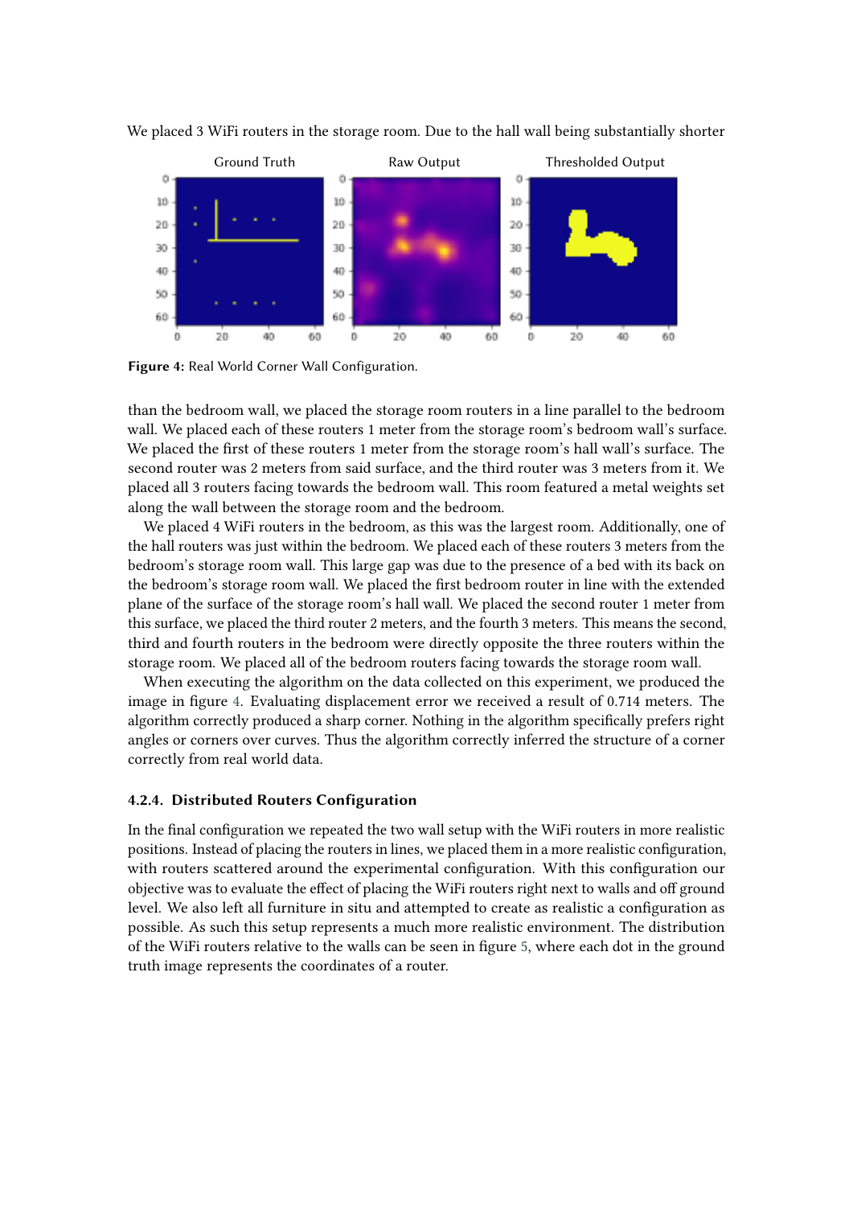We placed 3 WiFi routers in the storage room. Due to the hall wall being substantially shorter

**Figure 4:** Real World Corner Wall Configuration.

than the bedroom wall, we placed the storage room routers in a line parallel to the bedroom wall. We placed each of these routers 1 meter from the storage room's bedroom wall's surface. We placed the first of these routers 1 meter from the storage room's hall wall's surface. The second router was 2 meters from said surface, and the third router was 3 meters from it. We placed all 3 routers facing towards the bedroom wall. This room featured a metal weights set along the wall between the storage room and the bedroom.

We placed 4 WiFi routers in the bedroom, as this was the largest room. Additionally, one of the hall routers was just within the bedroom. We placed each of these routers 3 meters from the bedroom's storage room wall. This large gap was due to the presence of a bed with its back on the bedroom's storage room wall. We placed the first bedroom router in line with the extended plane of the surface of the storage room's hall wall. We placed the second router 1 meter from this surface, we placed the third router 2 meters, and the fourth 3 meters. This means the second, third and fourth routers in the bedroom were directly opposite the three routers within the storage room. We placed all of the bedroom routers facing towards the storage room wall.

When executing the algorithm on the data collected on this experiment, we produced the image in figure 4. Evaluating displacement error we received a result of 0.714 meters. The algorithm correctly produced a sharp corner. Nothing in the algorithm specifically prefers right angles or corners over curves. Thus the algorithm correctly inferred the structure of a corner correctly from real world data.

#### 4.2.4. Distributed Routers Configuration

In the final configuration we repeated the two wall setup with the WiFi routers in more realistic positions. Instead of placing the routers in lines, we placed them in a more realistic configuration, with routers scattered around the experimental configuration. With this configuration our objective was to evaluate the effect of placing the WiFi routers right next to walls and off ground level. We also left all furniture in situ and attempted to create as realistic a configuration as possible. As such this setup represents a much more realistic environment. The distribution of the WiFi routers relative to the walls can be seen in figure 5, where each dot in the ground truth image represents the coordinates of a router.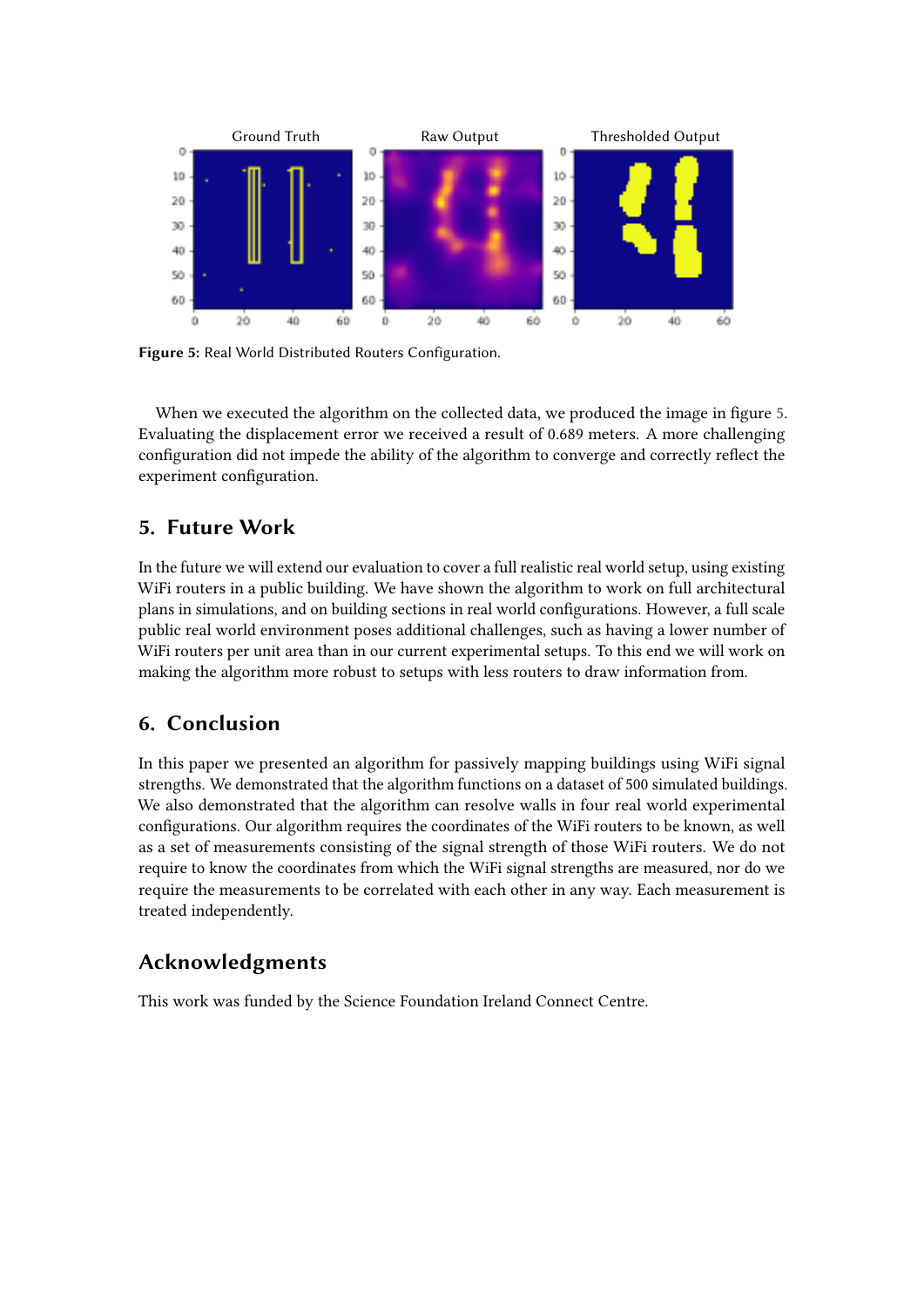**Figure 5:** Real World Distributed Routers Configuration.

When we executed the algorithm on the collected data, we produced the image in figure 5. Evaluating the displacement error we received a result of 0.689 meters. A more challenging configuration did not impede the ability of the algorithm to converge and correctly reflect the experiment configuration.

## 5. Future Work

In the future we will extend our evaluation to cover a full realistic real world setup, using existing WiFi routers in a public building. We have shown the algorithm to work on full architectural plans in simulations, and on building sections in real world configurations. However, a full scale public real world environment poses additional challenges, such as having a lower number of WiFi routers per unit area than in our current experimental setups. To this end we will work on making the algorithm more robust to setups with less routers to draw information from.

## 6. Conclusion

In this paper we presented an algorithm for passively mapping buildings using WiFi signal strengths. We demonstrated that the algorithm functions on a dataset of 500 simulated buildings. We also demonstrated that the algorithm can resolve walls in four real world experimental configurations. Our algorithm requires the coordinates of the WiFi routers to be known, as well as a set of measurements consisting of the signal strength of those WiFi routers. We do not require to know the coordinates from which the WiFi signal strengths are measured, nor do we require the measurements to be correlated with each other in any way. Each measurement is treated independently.

## Acknowledgments

This work was funded by the Science Foundation Ireland Connect Centre.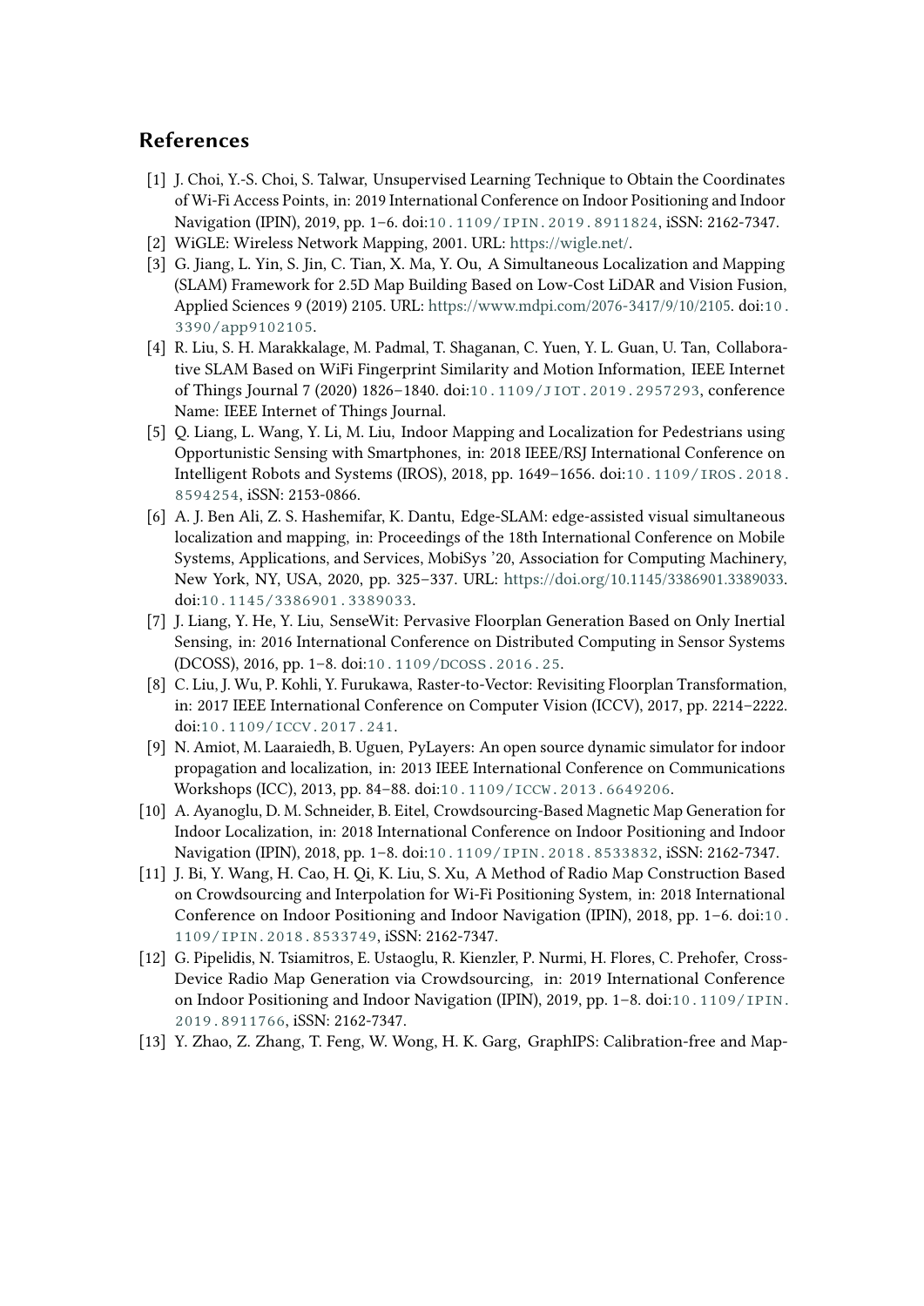## References

[1] J. Choi, Y.-S. Choi, S. Talwar, Unsupervised Learning Technique to Obtain the Coordinates of Wi-Fi Access Points, in: 2019 International Conference on Indoor Positioning and Indoor Navigation (IPIN), 2019, pp. 1–6. doi:10.1109/IPIN.2019.8911824, iSSN: 2162-7347.

[2] WiGLE: Wireless Network Mapping, 2001. URL: https://wigle.net/.

[3] G. Jiang, L. Yin, S. Jin, C. Tian, X. Ma, Y. Ou, A Simultaneous Localization and Mapping (SLAM) Framework for 2.5D Map Building Based on Low-Cost LiDAR and Vision Fusion, Applied Sciences 9 (2019) 2105. URL: https://www.mdpi.com/2076-3417/9/10/2105. doi:10.3390/app9102105.

[4] R. Liu, S. H. Marakkalage, M. Padmal, T. Shaganan, C. Yuen, Y. L. Guan, U. Tan, Collaborative SLAM Based on WiFi Fingerprint Similarity and Motion Information, IEEE Internet of Things Journal 7 (2020) 1826–1840. doi:10.1109/JIOT.2019.2957293, conference Name: IEEE Internet of Things Journal.

[5] Q. Liang, L. Wang, Y. Li, M. Liu, Indoor Mapping and Localization for Pedestrians using Opportunistic Sensing with Smartphones, in: 2018 IEEE/RSJ International Conference on Intelligent Robots and Systems (IROS), 2018, pp. 1649–1656. doi:10.1109/IROS.2018.8594254, iSSN: 2153-0866.

[6] A. J. Ben Ali, Z. S. Hashemifar, K. Dantu, Edge-SLAM: edge-assisted visual simultaneous localization and mapping, in: Proceedings of the 18th International Conference on Mobile Systems, Applications, and Services, MobiSys '20, Association for Computing Machinery, New York, NY, USA, 2020, pp. 325–337. URL: https://doi.org/10.1145/3386901.3389033. doi:10.1145/3386901.3389033.

[7] J. Liang, Y. He, Y. Liu, SenseWit: Pervasive Floorplan Generation Based on Only Inertial Sensing, in: 2016 International Conference on Distributed Computing in Sensor Systems (DCOSS), 2016, pp. 1–8. doi:10.1109/DCOSS.2016.25.

[8] C. Liu, J. Wu, P. Kohli, Y. Furukawa, Raster-to-Vector: Revisiting Floorplan Transformation, in: 2017 IEEE International Conference on Computer Vision (ICCV), 2017, pp. 2214–2222. doi:10.1109/ICCV.2017.241.

[9] N. Amiot, M. Laaraiedh, B. Uguen, PyLayers: An open source dynamic simulator for indoor propagation and localization, in: 2013 IEEE International Conference on Communications Workshops (ICC), 2013, pp. 84–88. doi:10.1109/ICCW.2013.6649206.

[10] A. Ayanoglu, D. M. Schneider, B. Eitel, Crowdsourcing-Based Magnetic Map Generation for Indoor Localization, in: 2018 International Conference on Indoor Positioning and Indoor Navigation (IPIN), 2018, pp. 1–8. doi:10.1109/IPIN.2018.8533832, iSSN: 2162-7347.

[11] J. Bi, Y. Wang, H. Cao, H. Qi, K. Liu, S. Xu, A Method of Radio Map Construction Based on Crowdsourcing and Interpolation for Wi-Fi Positioning System, in: 2018 International Conference on Indoor Positioning and Indoor Navigation (IPIN), 2018, pp. 1–6. doi:10.1109/IPIN.2018.8533749, iSSN: 2162-7347.

[12] G. Pipelidis, N. Tsiamitros, E. Ustaoglu, R. Kienzler, P. Nurmi, H. Flores, C. Prehofer, Cross-Device Radio Map Generation via Crowdsourcing, in: 2019 International Conference on Indoor Positioning and Indoor Navigation (IPIN), 2019, pp. 1–8. doi:10.1109/IPIN.2019.8911766, iSSN: 2162-7347.

[13] Y. Zhao, Z. Zhang, T. Feng, W. Wong, H. K. Garg, GraphIPS: Calibration-free and Map-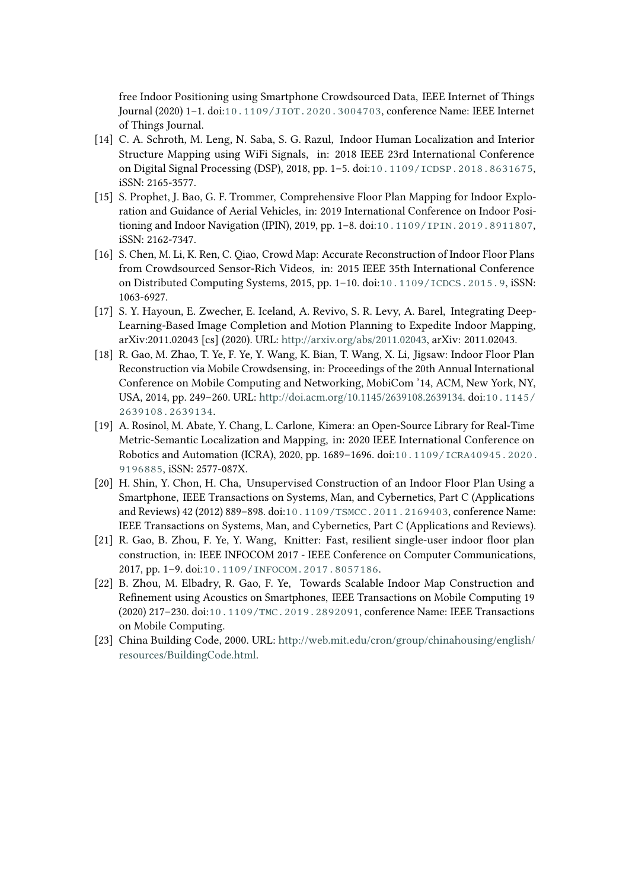free Indoor Positioning using Smartphone Crowdsourced Data, IEEE Internet of Things Journal (2020) 1–1. doi:10.1109/JIOT.2020.3004703, conference Name: IEEE Internet of Things Journal.

[14] C. A. Schroth, M. Leng, N. Saba, S. G. Razul, Indoor Human Localization and Interior Structure Mapping using WiFi Signals, in: 2018 IEEE 23rd International Conference on Digital Signal Processing (DSP), 2018, pp. 1–5. doi:10.1109/ICDSP.2018.8631675, iSSN: 2165-3577.

[15] S. Prophet, J. Bao, G. F. Trommer, Comprehensive Floor Plan Mapping for Indoor Exploration and Guidance of Aerial Vehicles, in: 2019 International Conference on Indoor Positioning and Indoor Navigation (IPIN), 2019, pp. 1–8. doi:10.1109/IPIN.2019.8911807, iSSN: 2162-7347.

[16] S. Chen, M. Li, K. Ren, C. Qiao, Crowd Map: Accurate Reconstruction of Indoor Floor Plans from Crowdsourced Sensor-Rich Videos, in: 2015 IEEE 35th International Conference on Distributed Computing Systems, 2015, pp. 1–10. doi:10.1109/ICDCS.2015.9, iSSN: 1063-6927.

[17] S. Y. Hayoun, E. Zwecher, E. Iceland, A. Revivo, S. R. Levy, A. Barel, Integrating Deep-Learning-Based Image Completion and Motion Planning to Expedite Indoor Mapping, arXiv:2011.02043 [cs] (2020). URL: http://arxiv.org/abs/2011.02043, arXiv: 2011.02043.

[18] R. Gao, M. Zhao, T. Ye, F. Ye, Y. Wang, K. Bian, T. Wang, X. Li, Jigsaw: Indoor Floor Plan Reconstruction via Mobile Crowdsensing, in: Proceedings of the 20th Annual International Conference on Mobile Computing and Networking, MobiCom '14, ACM, New York, NY, USA, 2014, pp. 249–260. URL: http://doi.acm.org/10.1145/2639108.2639134. doi:10.1145/2639108.2639134.

[19] A. Rosinol, M. Abate, Y. Chang, L. Carlone, Kimera: an Open-Source Library for Real-Time Metric-Semantic Localization and Mapping, in: 2020 IEEE International Conference on Robotics and Automation (ICRA), 2020, pp. 1689–1696. doi:10.1109/ICRA40945.2020.9196885, iSSN: 2577-087X.

[20] H. Shin, Y. Chon, H. Cha, Unsupervised Construction of an Indoor Floor Plan Using a Smartphone, IEEE Transactions on Systems, Man, and Cybernetics, Part C (Applications and Reviews) 42 (2012) 889–898. doi:10.1109/TSMCC.2011.2169403, conference Name: IEEE Transactions on Systems, Man, and Cybernetics, Part C (Applications and Reviews).

[21] R. Gao, B. Zhou, F. Ye, Y. Wang, Knitter: Fast, resilient single-user indoor floor plan construction, in: IEEE INFOCOM 2017 - IEEE Conference on Computer Communications, 2017, pp. 1–9. doi:10.1109/INFOCOM.2017.8057186.

[22] B. Zhou, M. Elbadry, R. Gao, F. Ye, Towards Scalable Indoor Map Construction and Refinement using Acoustics on Smartphones, IEEE Transactions on Mobile Computing 19 (2020) 217–230. doi:10.1109/TMC.2019.2892091, conference Name: IEEE Transactions on Mobile Computing.

[23] China Building Code, 2000. URL: http://web.mit.edu/cron/group/chinahousing/english/resources/BuildingCode.html.